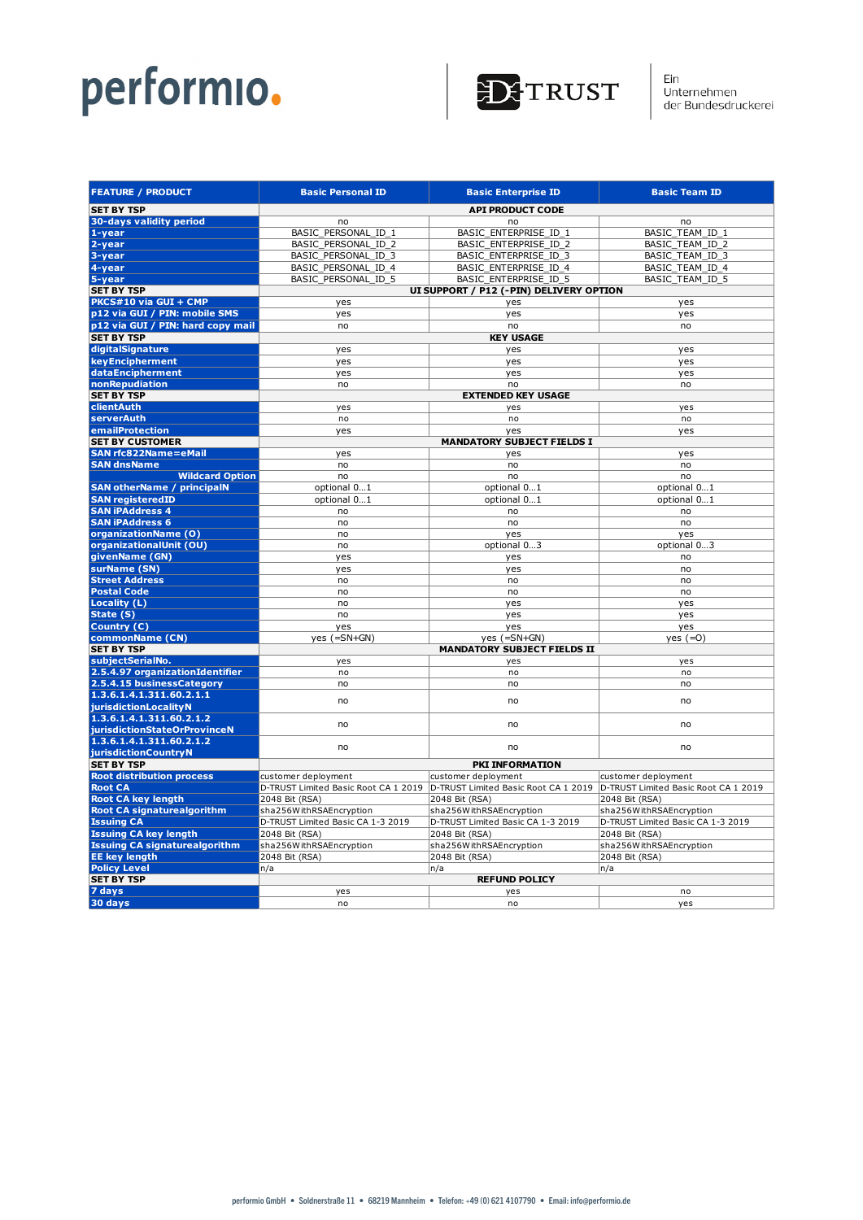performio.

D-TRUST

Ein Unternehmen der Bundesdruckerei

| FEATURE / PRODUCT | Basic Personal ID | Basic Enterprise ID | Basic Team ID |
|---|---|---|---|
| **SET BY TSP** | **API PRODUCT CODE** | | |
| 30-days validity period | no | no | no |
| 1-year | BASIC_PERSONAL_ID_1 | BASIC_ENTERPRISE_ID_1 | BASIC_TEAM_ID_1 |
| 2-year | BASIC_PERSONAL_ID_2 | BASIC_ENTERPRISE_ID_2 | BASIC_TEAM_ID_2 |
| 3-year | BASIC_PERSONAL_ID_3 | BASIC_ENTERPRISE_ID_3 | BASIC_TEAM_ID_3 |
| 4-year | BASIC_PERSONAL_ID_4 | BASIC_ENTERPRISE_ID_4 | BASIC_TEAM_ID_4 |
| 5-year | BASIC_PERSONAL_ID_5 | BASIC_ENTERPRISE_ID_5 | BASIC_TEAM_ID_5 |
| **SET BY TSP** | **UI SUPPORT / P12 (-PIN) DELIVERY OPTION** | | |
| PKCS#10 via GUI + CMP | yes | yes | yes |
| p12 via GUI / PIN: mobile SMS | yes | yes | yes |
| p12 via GUI / PIN: hard copy mail | no | no | no |
| **SET BY TSP** | **KEY USAGE** | | |
| digitalSignature | yes | yes | yes |
| keyEncipherment | yes | yes | yes |
| dataEncipherment | yes | yes | yes |
| nonRepudiation | no | no | no |
| **SET BY TSP** | **EXTENDED KEY USAGE** | | |
| clientAuth | yes | yes | yes |
| serverAuth | no | no | no |
| emailProtection | yes | yes | yes |
| **SET BY CUSTOMER** | **MANDATORY SUBJECT FIELDS I** | | |
| SAN rfc822Name=eMail | yes | yes | yes |
| SAN dnsName | no | no | no |
| Wildcard Option | no | no | no |
| SAN otherName / principalN | optional 0…1 | optional 0…1 | optional 0…1 |
| SAN registeredID | optional 0…1 | optional 0…1 | optional 0…1 |
| SAN iPAddress 4 | no | no | no |
| SAN iPAddress 6 | no | no | no |
| organizationName (O) | no | yes | yes |
| organizationalUnit (OU) | no | optional 0…3 | optional 0…3 |
| givenName (GN) | yes | yes | no |
| surName (SN) | yes | yes | no |
| Street Address | no | no | no |
| Postal Code | no | no | no |
| Locality (L) | no | yes | yes |
| State (S) | no | yes | yes |
| Country (C) | yes | yes | yes |
| commonName (CN) | yes (=SN+GN) | yes (=SN+GN) | yes (=O) |
| **SET BY TSP** | **MANDATORY SUBJECT FIELDS II** | | |
| subjectSerialNo. | yes | yes | yes |
| 2.5.4.97 organizationIdentifier | no | no | no |
| 2.5.4.15 businessCategory | no | no | no |
| 1.3.6.1.4.1.311.60.2.1.1 jurisdictionLocalityN | no | no | no |
| 1.3.6.1.4.1.311.60.2.1.2 jurisdictionStateOrProvinceN | no | no | no |
| 1.3.6.1.4.1.311.60.2.1.2 jurisdictionCountryN | no | no | no |
| **SET BY TSP** | **PKI INFORMATION** | | |
| Root distribution process | customer deployment | customer deployment | customer deployment |
| Root CA | D-TRUST Limited Basic Root CA 1 2019 | D-TRUST Limited Basic Root CA 1 2019 | D-TRUST Limited Basic Root CA 1 2019 |
| Root CA key length | 2048 Bit (RSA) | 2048 Bit (RSA) | 2048 Bit (RSA) |
| Root CA signaturealgorithm | sha256WithRSAEncryption | sha256WithRSAEncryption | sha256WithRSAEncryption |
| Issuing CA | D-TRUST Limited Basic CA 1-3 2019 | D-TRUST Limited Basic CA 1-3 2019 | D-TRUST Limited Basic CA 1-3 2019 |
| Issuing CA key length | 2048 Bit (RSA) | 2048 Bit (RSA) | 2048 Bit (RSA) |
| Issuing CA signaturealgorithm | sha256WithRSAEncryption | sha256WithRSAEncryption | sha256WithRSAEncryption |
| EE key length | 2048 Bit (RSA) | 2048 Bit (RSA) | 2048 Bit (RSA) |
| Policy Level | n/a | n/a | n/a |
| **SET BY TSP** | **REFUND POLICY** | | |
| 7 days | yes | yes | no |
| 30 days | no | no | yes |

performio GmbH • Soldnerstraße 11 • 68219 Mannheim • Telefon: +49 (0) 621 4107790 • Email: info@performio.de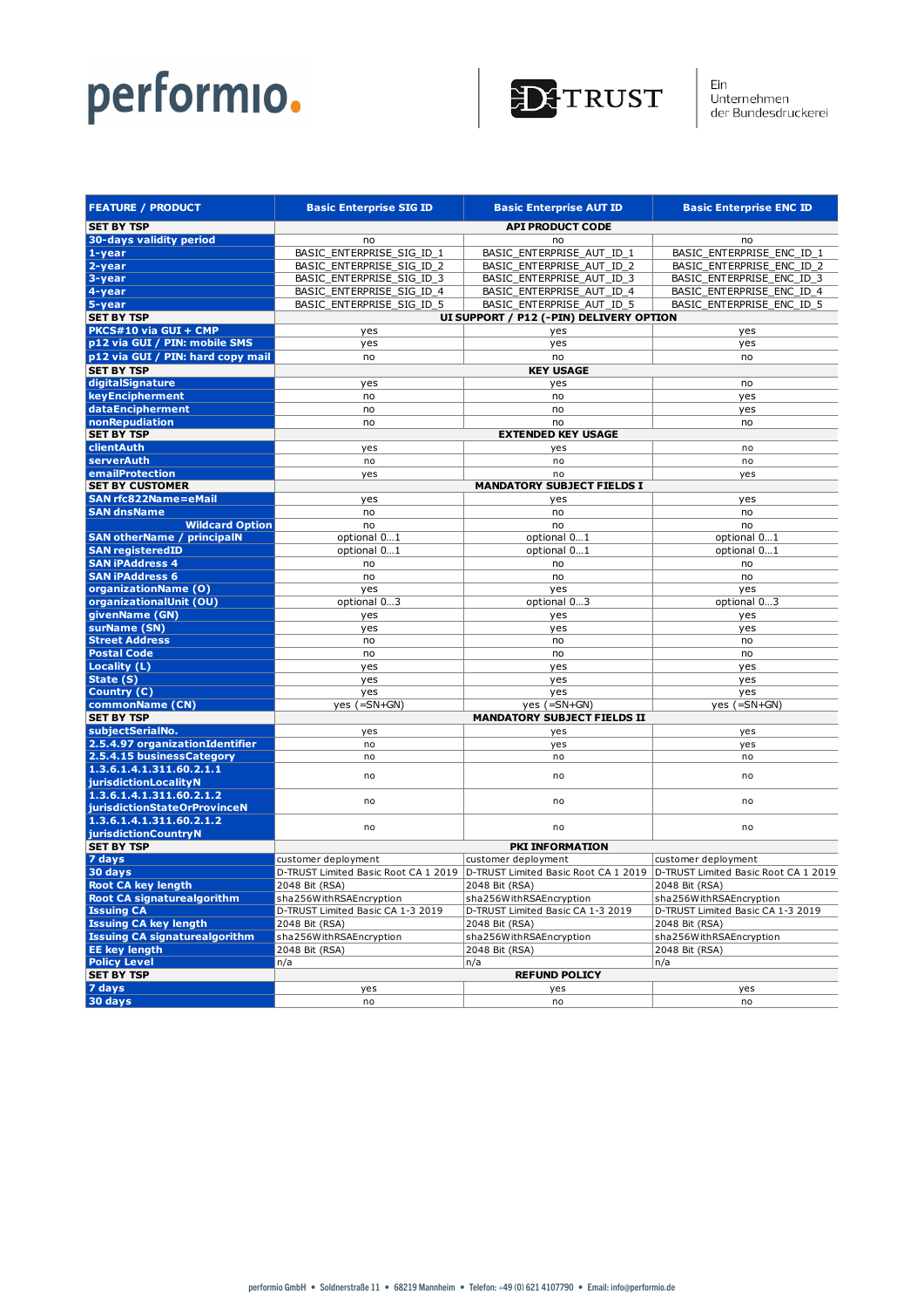| FEATURE / PRODUCT | Basic Enterprise SIG ID | Basic Enterprise AUT ID | Basic Enterprise ENC ID |
|---|---|---|---|
| **SET BY TSP** | | **API PRODUCT CODE** | |
| 30-days validity period | no | no | no |
| 1-year | BASIC_ENTERPRISE_SIG_ID_1 | BASIC_ENTERPRISE_AUT_ID_1 | BASIC_ENTERPRISE_ENC_ID_1 |
| 2-year | BASIC_ENTERPRISE_SIG_ID_2 | BASIC_ENTERPRISE_AUT_ID_2 | BASIC_ENTERPRISE_ENC_ID_2 |
| 3-year | BASIC_ENTERPRISE_SIG_ID_3 | BASIC_ENTERPRISE_AUT_ID_3 | BASIC_ENTERPRISE_ENC_ID_3 |
| 4-year | BASIC_ENTERPRISE_SIG_ID_4 | BASIC_ENTERPRISE_AUT_ID_4 | BASIC_ENTERPRISE_ENC_ID_4 |
| 5-year | BASIC_ENTERPRISE_SIG_ID_5 | BASIC_ENTERPRISE_AUT_ID_5 | BASIC_ENTERPRISE_ENC_ID_5 |
| **SET BY TSP** | | **UI SUPPORT / P12 (-PIN) DELIVERY OPTION** | |
| PKCS#10 via GUI + CMP | yes | yes | yes |
| p12 via GUI / PIN: mobile SMS | yes | yes | yes |
| p12 via GUI / PIN: hard copy mail | no | no | no |
| **SET BY TSP** | | **KEY USAGE** | |
| digitalSignature | yes | yes | no |
| keyEncipherment | no | no | yes |
| dataEncipherment | no | no | yes |
| nonRepudiation | no | no | no |
| **SET BY TSP** | | **EXTENDED KEY USAGE** | |
| clientAuth | yes | yes | no |
| serverAuth | no | no | no |
| emailProtection | yes | no | yes |
| **SET BY CUSTOMER** | | **MANDATORY SUBJECT FIELDS I** | |
| SAN rfc822Name=eMail | yes | yes | yes |
| SAN dnsName | no | no | no |
| Wildcard Option | no | no | no |
| SAN otherName / principalN | optional 0…1 | optional 0…1 | optional 0…1 |
| SAN registeredID | optional 0…1 | optional 0…1 | optional 0…1 |
| SAN iPAddress 4 | no | no | no |
| SAN iPAddress 6 | no | no | no |
| organizationName (O) | yes | yes | yes |
| organizationalUnit (OU) | optional 0…3 | optional 0…3 | optional 0…3 |
| givenName (GN) | yes | yes | yes |
| surName (SN) | yes | yes | yes |
| Street Address | no | no | no |
| Postal Code | no | no | no |
| Locality (L) | yes | yes | yes |
| State (S) | yes | yes | yes |
| Country (C) | yes | yes | yes |
| commonName (CN) | yes (=SN+GN) | yes (=SN+GN) | yes (=SN+GN) |
| **SET BY TSP** | | **MANDATORY SUBJECT FIELDS II** | |
| subjectSerialNo. | yes | yes | yes |
| 2.5.4.97 organizationIdentifier | no | yes | yes |
| 2.5.4.15 businessCategory | no | no | no |
| 1.3.6.1.4.1.311.60.2.1.1 jurisdictionLocalityN | no | no | no |
| 1.3.6.1.4.1.311.60.2.1.2 jurisdictionStateOrProvinceN | no | no | no |
| 1.3.6.1.4.1.311.60.2.1.3 jurisdictionCountryN | no | no | no |
| **SET BY TSP** | | **PKI INFORMATION** | |
| 7 days | customer deployment | customer deployment | customer deployment |
| 30 days | D-TRUST Limited Basic Root CA 1 2019 | D-TRUST Limited Basic Root CA 1 2019 | D-TRUST Limited Basic Root CA 1 2019 |
| Root CA key length | 2048 Bit (RSA) | 2048 Bit (RSA) | 2048 Bit (RSA) |
| Root CA signaturealgorithm | sha256WithRSAEncryption | sha256WithRSAEncryption | sha256WithRSAEncryption |
| Issuing CA | D-TRUST Limited Basic CA 1-3 2019 | D-TRUST Limited Basic CA 1-3 2019 | D-TRUST Limited Basic CA 1-3 2019 |
| Issuing CA key length | 2048 Bit (RSA) | 2048 Bit (RSA) | 2048 Bit (RSA) |
| Issuing CA signaturealgorithm | sha256WithRSAEncryption | sha256WithRSAEncryption | sha256WithRSAEncryption |
| EE key length | 2048 Bit (RSA) | 2048 Bit (RSA) | 2048 Bit (RSA) |
| Policy Level | n/a | n/a | n/a |
| **SET BY TSP** | | **REFUND POLICY** | |
| 7 days | yes | yes | yes |
| 30 days | no | no | no |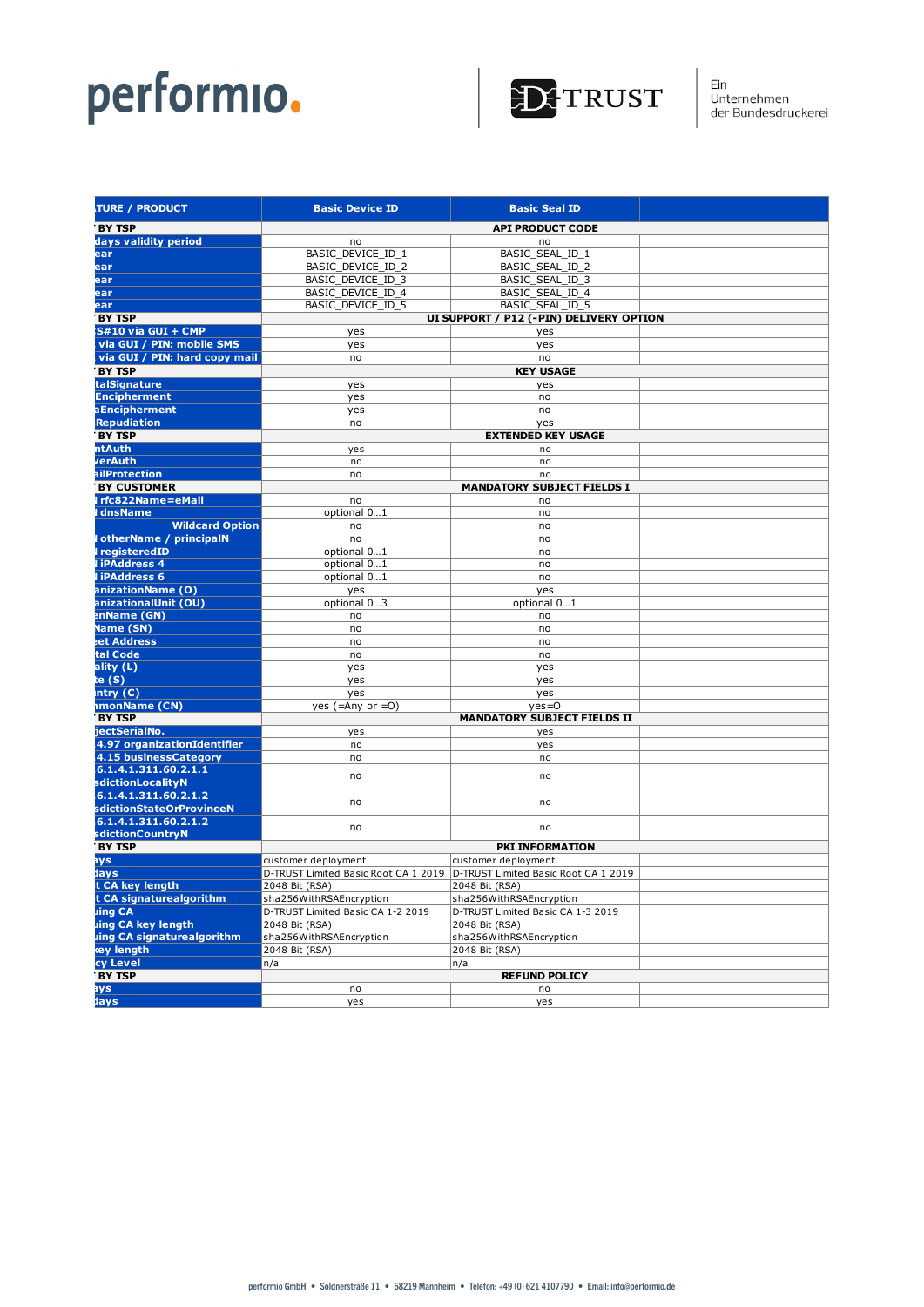| TURE / PRODUCT | Basic Device ID | Basic Seal ID | |
|---|---|---|---|
| BY TSP | | API PRODUCT CODE | |
| days validity period | no | no | |
| ear | BASIC_DEVICE_ID_1 | BASIC_SEAL_ID_1 | |
| ear | BASIC_DEVICE_ID_2 | BASIC_SEAL_ID_2 | |
| ear | BASIC_DEVICE_ID_3 | BASIC_SEAL_ID_3 | |
| ear | BASIC_DEVICE_ID_4 | BASIC_SEAL_ID_4 | |
| ear | BASIC_DEVICE_ID_5 | BASIC_SEAL_ID_5 | |
| BY TSP | | UI SUPPORT / P12 (-PIN) DELIVERY OPTION | |
| S#10 via GUI + CMP | yes | yes | |
| via GUI / PIN: mobile SMS | yes | yes | |
| via GUI / PIN: hard copy mail | no | no | |
| BY TSP | | KEY USAGE | |
| talSignature | yes | yes | |
| Encipherment | yes | no | |
| aEncipherment | yes | no | |
| Repudiation | no | yes | |
| BY TSP | | EXTENDED KEY USAGE | |
| ntAuth | yes | no | |
| verAuth | no | no | |
| ailProtection | no | no | |
| BY CUSTOMER | | MANDATORY SUBJECT FIELDS I | |
| rfc822Name=eMail | no | no | |
| dnsName | optional 0…1 | no | |
| Wildcard Option | no | no | |
| otherName / principalN | no | no | |
| registeredID | optional 0…1 | no | |
| iPAddress 4 | optional 0…1 | no | |
| iPAddress 6 | optional 0…1 | no | |
| anizationName (O) | yes | yes | |
| anizationalUnit (OU) | optional 0…3 | optional 0…1 | |
| enName (GN) | no | no | |
| Name (SN) | no | no | |
| eet Address | no | no | |
| tal Code | no | no | |
| ality (L) | yes | yes | |
| e (S) | yes | yes | |
| ntry (C) | yes | yes | |
| monName (CN) | yes (=Any or =O) | yes=O | |
| BY TSP | | MANDATORY SUBJECT FIELDS II | |
| jectSerialNo. | yes | yes | |
| 4.97 organizationIdentifier | no | yes | |
| 4.15 businessCategory | no | no | |
| 6.1.4.1.311.60.2.1.1 sdictionLocalityN | no | no | |
| 6.1.4.1.311.60.2.1.2 sdictionStateOrProvinceN | no | no | |
| 6.1.4.1.311.60.2.1.2 sdictionCountryN | no | no | |
| BY TSP | | PKI INFORMATION | |
| ays | customer deployment | customer deployment | |
| days | D-TRUST Limited Basic Root CA 1 2019 | D-TRUST Limited Basic Root CA 1 2019 | |
| t CA key length | 2048 Bit (RSA) | 2048 Bit (RSA) | |
| t CA signaturealgorithm | sha256WithRSAEncryption | sha256WithRSAEncryption | |
| uing CA | D-TRUST Limited Basic CA 1-2 2019 | D-TRUST Limited Basic CA 1-3 2019 | |
| uing CA key length | 2048 Bit (RSA) | 2048 Bit (RSA) | |
| uing CA signaturealgorithm | sha256WithRSAEncryption | sha256WithRSAEncryption | |
| key length | 2048 Bit (RSA) | 2048 Bit (RSA) | |
| cy Level | n/a | n/a | |
| BY TSP | | REFUND POLICY | |
| ays | no | no | |
| days | yes | yes | |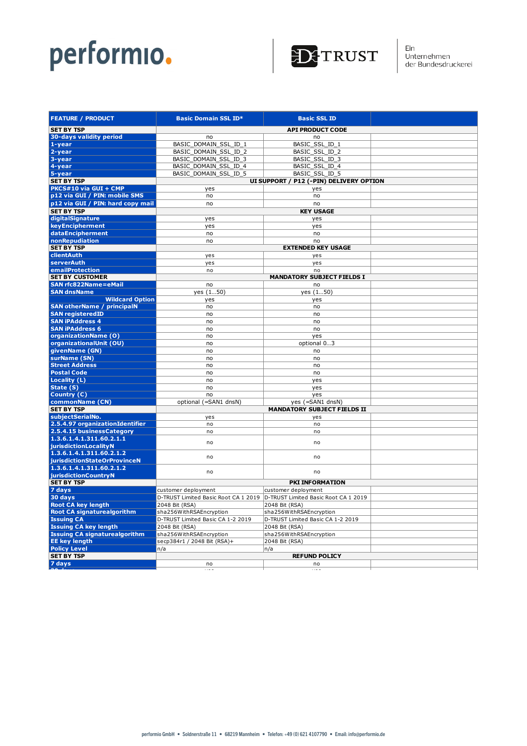| FEATURE / PRODUCT | Basic Domain SSL ID* | Basic SSL ID | |
|---|---|---|---|
| **SET BY TSP** | **API PRODUCT CODE** | | |
| 30-days validity period | no | no | |
| 1-year | BASIC_DOMAIN_SSL_ID_1 | BASIC_SSL_ID_1 | |
| 2-year | BASIC_DOMAIN_SSL_ID_2 | BASIC_SSL_ID_2 | |
| 3-year | BASIC_DOMAIN_SSL_ID_3 | BASIC_SSL_ID_3 | |
| 4-year | BASIC_DOMAIN_SSL_ID_4 | BASIC_SSL_ID_4 | |
| 5-year | BASIC_DOMAIN_SSL_ID_5 | BASIC_SSL_ID_5 | |
| **SET BY TSP** | **UI SUPPORT / P12 (-PIN) DELIVERY OPTION** | | |
| PKCS#10 via GUI + CMP | yes | yes | |
| p12 via GUI / PIN: mobile SMS | no | no | |
| p12 via GUI / PIN: hard copy mail | no | no | |
| **SET BY TSP** | **KEY USAGE** | | |
| digitalSignature | yes | yes | |
| keyEncipherment | yes | yes | |
| dataEncipherment | no | no | |
| nonRepudiation | no | no | |
| **SET BY TSP** | **EXTENDED KEY USAGE** | | |
| clientAuth | yes | yes | |
| serverAuth | yes | yes | |
| emailProtection | no | no | |
| **SET BY CUSTOMER** | **MANDATORY SUBJECT FIELDS I** | | |
| SAN rfc822Name=eMail | no | no | |
| SAN dnsName | yes (1...50) | yes (1...50) | |
| Wildcard Option | yes | yes | |
| SAN otherName / principalN | no | no | |
| SAN registeredID | no | no | |
| SAN iPAddress 4 | no | no | |
| SAN iPAddress 6 | no | no | |
| organizationName (O) | no | yes | |
| organizationalUnit (OU) | no | optional 0...3 | |
| givenName (GN) | no | no | |
| surName (SN) | no | no | |
| Street Address | no | no | |
| Postal Code | no | no | |
| Locality (L) | no | yes | |
| State (S) | no | yes | |
| Country (C) | no | yes | |
| commonName (CN) | optional (=SAN1 dnsN) | yes (=SAN1 dnsN) | |
| **SET BY TSP** | **MANDATORY SUBJECT FIELDS II** | | |
| subjectSerialNo. | yes | yes | |
| 2.5.4.97 organizationIdentifier | no | no | |
| 2.5.4.15 businessCategory | no | no | |
| 1.3.6.1.4.1.311.60.2.1.1 jurisdictionLocalityN | no | no | |
| 1.3.6.1.4.1.311.60.2.1.2 jurisdictionStateOrProvinceN | no | no | |
| 1.3.6.1.4.1.311.60.2.1.2 jurisdictionCountryN | no | no | |
| **SET BY TSP** | **PKI INFORMATION** | | |
| 7 days | customer deployment | customer deployment | |
| 30 days | D-TRUST Limited Basic Root CA 1 2019 | D-TRUST Limited Basic Root CA 1 2019 | |
| Root CA key length | 2048 Bit (RSA) | 2048 Bit (RSA) | |
| Root CA signaturealgorithm | sha256WithRSAEncryption | sha256WithRSAEncryption | |
| Issuing CA | D-TRUST Limited Basic CA 1-2 2019 | D-TRUST Limited Basic CA 1-2 2019 | |
| Issuing CA key length | 2048 Bit (RSA) | 2048 Bit (RSA) | |
| Issuing CA signaturealgorithm | sha256WithRSAEncryption | sha256WithRSAEncryption | |
| EE key length | secp384r1 / 2048 Bit (RSA)+ | 2048 Bit (RSA) | |
| Policy Level | n/a | n/a | |
| **SET BY TSP** | **REFUND POLICY** | | |
| 7 days | no | no | |